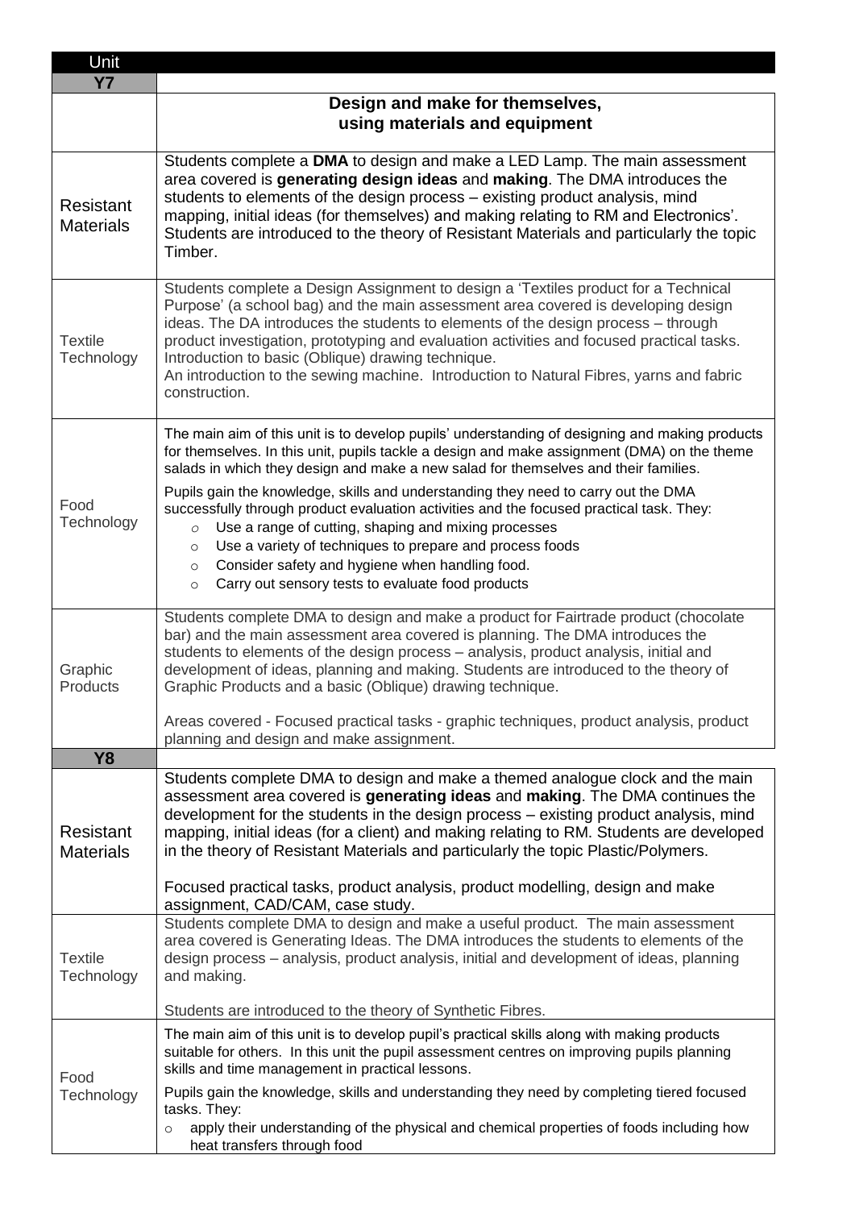| Unit | |
|---|---|
| **Y7** | |
| | **Design and make for themselves, using materials and equipment** |
| Resistant Materials | Students complete a **DMA** to design and make a LED Lamp. The main assessment area covered is **generating design ideas** and **making**. The DMA introduces the students to elements of the design process – existing product analysis, mind mapping, initial ideas (for themselves) and making relating to RM and Electronics'. Students are introduced to the theory of Resistant Materials and particularly the topic Timber. |
| Textile Technology | Students complete a Design Assignment to design a 'Textiles product for a Technical Purpose' (a school bag) and the main assessment area covered is developing design ideas. The DA introduces the students to elements of the design process – through product investigation, prototyping and evaluation activities and focused practical tasks. Introduction to basic (Oblique) drawing technique.<br>An introduction to the sewing machine. Introduction to Natural Fibres, yarns and fabric construction. |
| Food Technology | The main aim of this unit is to develop pupils' understanding of designing and making products for themselves. In this unit, pupils tackle a design and make assignment (DMA) on the theme salads in which they design and make a new salad for themselves and their families.<br>Pupils gain the knowledge, skills and understanding they need to carry out the DMA successfully through product evaluation activities and the focused practical task. They:<br>o Use a range of cutting, shaping and mixing processes<br>o Use a variety of techniques to prepare and process foods<br>o Consider safety and hygiene when handling food.<br>o Carry out sensory tests to evaluate food products |
| Graphic Products | Students complete DMA to design and make a product for Fairtrade product (chocolate bar) and the main assessment area covered is planning. The DMA introduces the students to elements of the design process – analysis, product analysis, initial and development of ideas, planning and making. Students are introduced to the theory of Graphic Products and a basic (Oblique) drawing technique.<br><br>Areas covered - Focused practical tasks - graphic techniques, product analysis, product planning and design and make assignment. |
| **Y8** | |
| Resistant Materials | Students complete DMA to design and make a themed analogue clock and the main assessment area covered is **generating ideas** and **making**. The DMA continues the development for the students in the design process – existing product analysis, mind mapping, initial ideas (for a client) and making relating to RM. Students are developed in the theory of Resistant Materials and particularly the topic Plastic/Polymers.<br><br>Focused practical tasks, product analysis, product modelling, design and make assignment, CAD/CAM, case study. |
| Textile Technology | Students complete DMA to design and make a useful product. The main assessment area covered is Generating Ideas. The DMA introduces the students to elements of the design process – analysis, product analysis, initial and development of ideas, planning and making.<br><br>Students are introduced to the theory of Synthetic Fibres. |
| Food Technology | The main aim of this unit is to develop pupil's practical skills along with making products suitable for others. In this unit the pupil assessment centres on improving pupils planning skills and time management in practical lessons.<br>Pupils gain the knowledge, skills and understanding they need by completing tiered focused tasks. They:<br>o apply their understanding of the physical and chemical properties of foods including how heat transfers through food |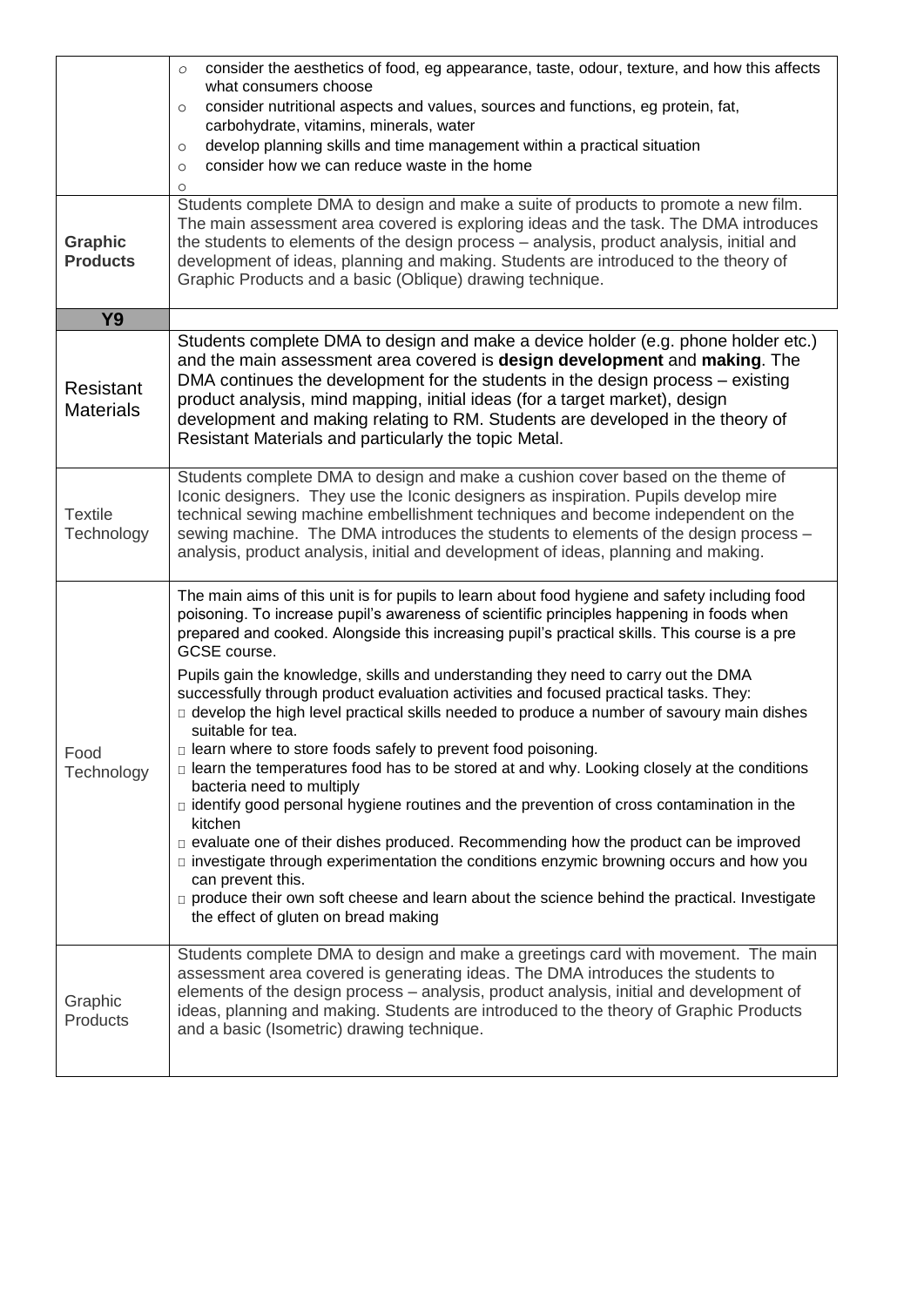| | |
|---|---|
| | ○ consider the aesthetics of food, eg appearance, taste, odour, texture, and how this affects what consumers choose<br>○ consider nutritional aspects and values, sources and functions, eg protein, fat, carbohydrate, vitamins, minerals, water<br>○ develop planning skills and time management within a practical situation<br>○ consider how we can reduce waste in the home<br>○ |
| **Graphic Products** | Students complete DMA to design and make a suite of products to promote a new film. The main assessment area covered is exploring ideas and the task. The DMA introduces the students to elements of the design process – analysis, product analysis, initial and development of ideas, planning and making. Students are introduced to the theory of Graphic Products and a basic (Oblique) drawing technique. |
| **Y9** | |
| Resistant Materials | Students complete DMA to design and make a device holder (e.g. phone holder etc.) and the main assessment area covered is **design development** and **making**. The DMA continues the development for the students in the design process – existing product analysis, mind mapping, initial ideas (for a target market), design development and making relating to RM. Students are developed in the theory of Resistant Materials and particularly the topic Metal. |
| Textile Technology | Students complete DMA to design and make a cushion cover based on the theme of Iconic designers. They use the Iconic designers as inspiration. Pupils develop mire technical sewing machine embellishment techniques and become independent on the sewing machine. The DMA introduces the students to elements of the design process – analysis, product analysis, initial and development of ideas, planning and making. |
| Food Technology | The main aims of this unit is for pupils to learn about food hygiene and safety including food poisoning. To increase pupil's awareness of scientific principles happening in foods when prepared and cooked. Alongside this increasing pupil's practical skills. This course is a pre GCSE course.<br><br>Pupils gain the knowledge, skills and understanding they need to carry out the DMA successfully through product evaluation activities and focused practical tasks. They:<br>□ develop the high level practical skills needed to produce a number of savoury main dishes suitable for tea.<br>□ learn where to store foods safely to prevent food poisoning.<br>□ learn the temperatures food has to be stored at and why. Looking closely at the conditions bacteria need to multiply<br>□ identify good personal hygiene routines and the prevention of cross contamination in the kitchen<br>□ evaluate one of their dishes produced. Recommending how the product can be improved<br>□ investigate through experimentation the conditions enzymic browning occurs and how you can prevent this.<br>□ produce their own soft cheese and learn about the science behind the practical. Investigate the effect of gluten on bread making |
| Graphic Products | Students complete DMA to design and make a greetings card with movement. The main assessment area covered is generating ideas. The DMA introduces the students to elements of the design process – analysis, product analysis, initial and development of ideas, planning and making. Students are introduced to the theory of Graphic Products and a basic (Isometric) drawing technique. |